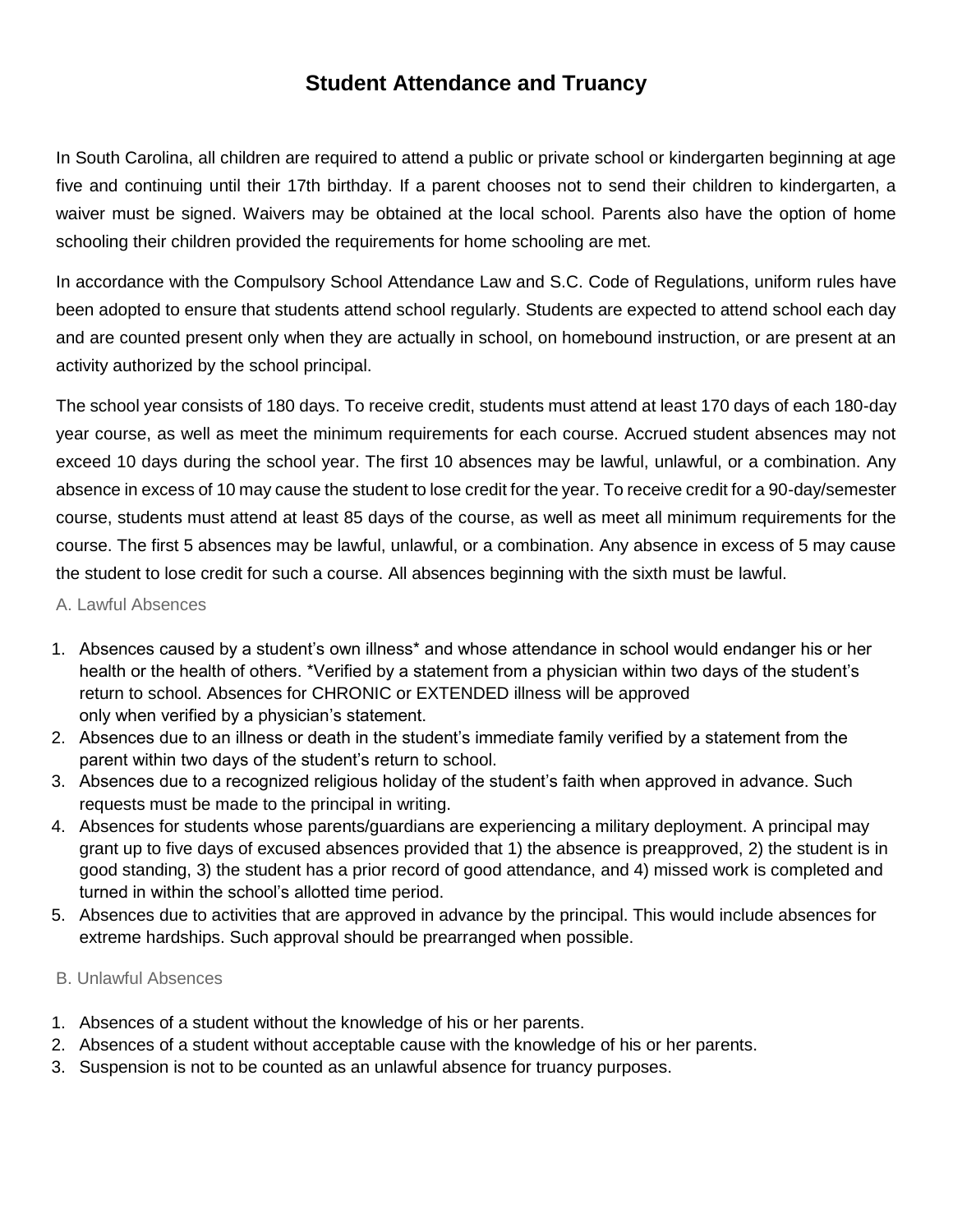# Student Attendance and Truancy

In South Carolina, all children are required to attend a public or private school or kindergarten beginning at age five and continuing until their 17th birthday. If a parent chooses not to send their children to kindergarten, a waiver must be signed. Waivers may be obtained at the local school. Parents also have the option of home schooling their children provided the requirements for home schooling are met.

In accordance with the Compulsory School Attendance Law and S.C. Code of Regulations, uniform rules have been adopted to ensure that students attend school regularly. Students are expected to attend school each day and are counted present only when they are actually in school, on homebound instruction, or are present at an activity authorized by the school principal.

The school year consists of 180 days. To receive credit, students must attend at least 170 days of each 180-day year course, as well as meet the minimum requirements for each course. Accrued student absences may not exceed 10 days during the school year. The first 10 absences may be lawful, unlawful, or a combination. Any absence in excess of 10 may cause the student to lose credit for the year. To receive credit for a 90-day/semester course, students must attend at least 85 days of the course, as well as meet all minimum requirements for the course. The first 5 absences may be lawful, unlawful, or a combination. Any absence in excess of 5 may cause the student to lose credit for such a course. All absences beginning with the sixth must be lawful.

## A. Lawful Absences

1. Absences caused by a student's own illness* and whose attendance in school would endanger his or her health or the health of others. *Verified by a statement from a physician within two days of the student's return to school. Absences for CHRONIC or EXTENDED illness will be approved only when verified by a physician's statement.
2. Absences due to an illness or death in the student's immediate family verified by a statement from the parent within two days of the student's return to school.
3. Absences due to a recognized religious holiday of the student's faith when approved in advance. Such requests must be made to the principal in writing.
4. Absences for students whose parents/guardians are experiencing a military deployment. A principal may grant up to five days of excused absences provided that 1) the absence is preapproved, 2) the student is in good standing, 3) the student has a prior record of good attendance, and 4) missed work is completed and turned in within the school's allotted time period.
5. Absences due to activities that are approved in advance by the principal. This would include absences for extreme hardships. Such approval should be prearranged when possible.

## B. Unlawful Absences

1. Absences of a student without the knowledge of his or her parents.
2. Absences of a student without acceptable cause with the knowledge of his or her parents.
3. Suspension is not to be counted as an unlawful absence for truancy purposes.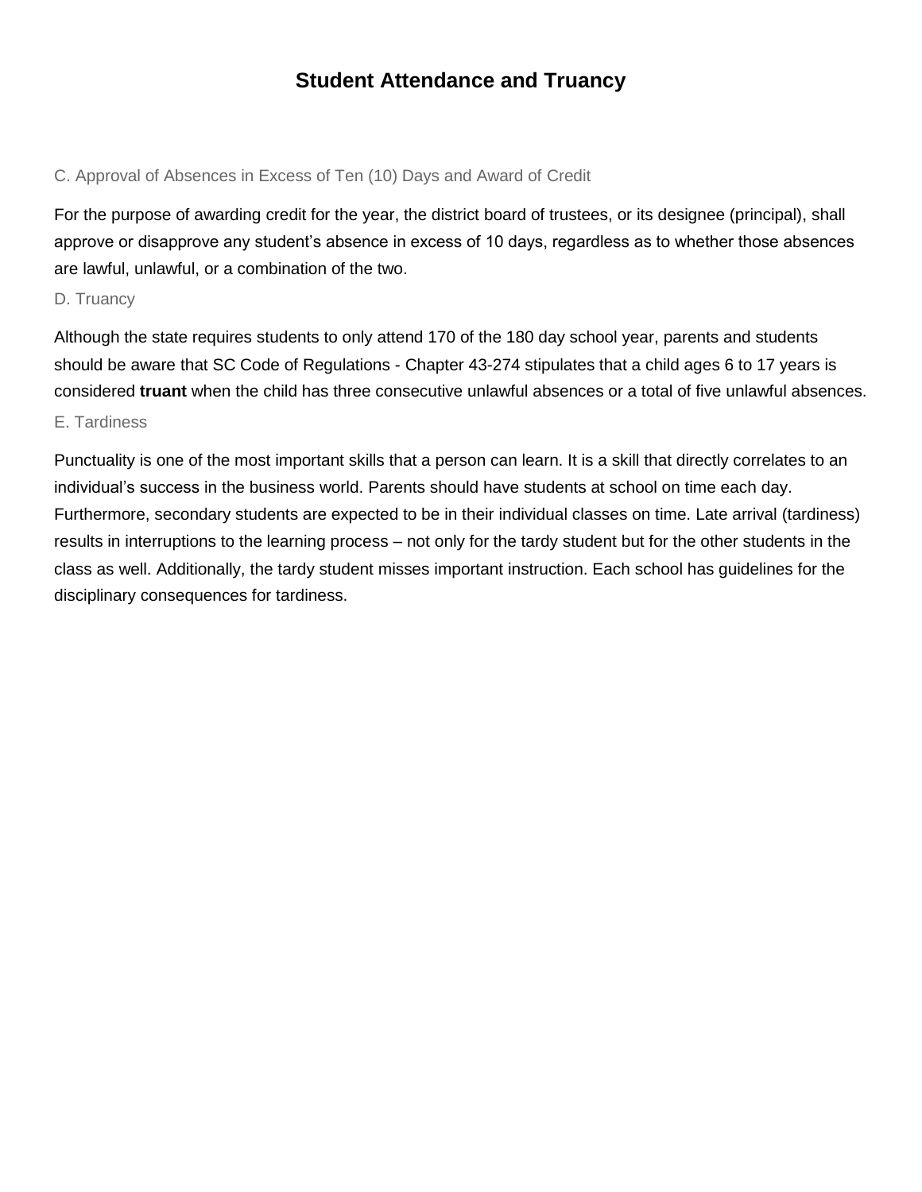# Student Attendance and Truancy

### C. Approval of Absences in Excess of Ten (10) Days and Award of Credit

For the purpose of awarding credit for the year, the district board of trustees, or its designee (principal), shall approve or disapprove any student's absence in excess of 10 days, regardless as to whether those absences are lawful, unlawful, or a combination of the two.

### D. Truancy

Although the state requires students to only attend 170 of the 180 day school year, parents and students should be aware that SC Code of Regulations - Chapter 43-274 stipulates that a child ages 6 to 17 years is considered **truant** when the child has three consecutive unlawful absences or a total of five unlawful absences.

### E. Tardiness

Punctuality is one of the most important skills that a person can learn. It is a skill that directly correlates to an individual's success in the business world. Parents should have students at school on time each day. Furthermore, secondary students are expected to be in their individual classes on time. Late arrival (tardiness) results in interruptions to the learning process – not only for the tardy student but for the other students in the class as well. Additionally, the tardy student misses important instruction. Each school has guidelines for the disciplinary consequences for tardiness.